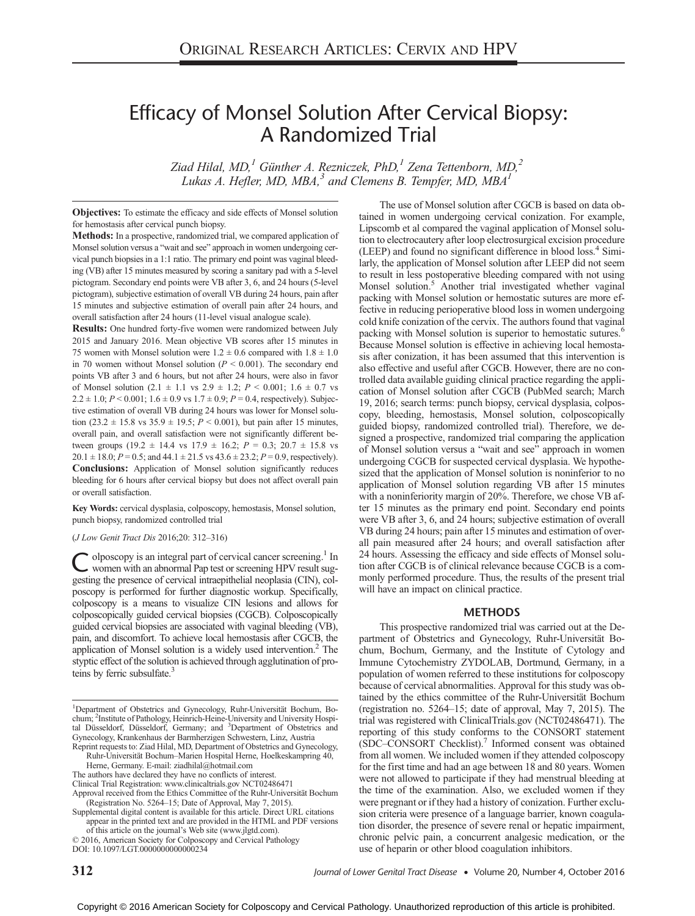# Efficacy of Monsel Solution After Cervical Biopsy: A Randomized Trial

*Ziad Hilal, MD,[1] Günther A. Rezniczek, PhD,[1] Zena Tettenborn, MD,[2] Lukas A. Hefler, MD, MBA,[3] and Clemens B. Tempfer, MD, MBA[1]*

**Objectives:** To estimate the efficacy and side effects of Monsel solution for hemostasis after cervical punch biopsy.

**Methods:** In a prospective, randomized trial, we compared application of Monsel solution versus a "wait and see" approach in women undergoing cervical punch biopsies in a 1:1 ratio. The primary end point was vaginal bleeding (VB) after 15 minutes measured by scoring a sanitary pad with a 5-level pictogram. Secondary end points were VB after 3, 6, and 24 hours (5-level pictogram), subjective estimation of overall VB during 24 hours, pain after 15 minutes and subjective estimation of overall pain after 24 hours, and overall satisfaction after 24 hours (11-level visual analogue scale).

**Results:** One hundred forty-five women were randomized between July 2015 and January 2016. Mean objective VB scores after 15 minutes in 75 women with Monsel solution were $1.2 \pm 0.6$ compared with $1.8 \pm 1.0$ in 70 women without Monsel solution ($P < 0.001$). The secondary end points VB after 3 and 6 hours, but not after 24 hours, were also in favor of Monsel solution ($2.1 \pm 1.1$ vs $2.9 \pm 1.2$; $P < 0.001$; $1.6 \pm 0.7$ vs $2.2 \pm 1.0$; $P < 0.001$; $1.6 \pm 0.9$ vs $1.7 \pm 0.9$; $P = 0.4$, respectively). Subjective estimation of overall VB during 24 hours was lower for Monsel solution ($23.2 \pm 15.8$ vs $35.9 \pm 19.5$; $P < 0.001$), but pain after 15 minutes, overall pain, and overall satisfaction were not significantly different between groups ($19.2 \pm 14.4$ vs $17.9 \pm 16.2$; $P = 0.3$; $20.7 \pm 15.8$ vs $20.1 \pm 18.0$; $P = 0.5$; and $44.1 \pm 21.5$ vs $43.6 \pm 23.2$; $P = 0.9$, respectively).

**Conclusions:** Application of Monsel solution significantly reduces bleeding for 6 hours after cervical biopsy but does not affect overall pain or overall satisfaction.

**Key Words:** cervical dysplasia, colposcopy, hemostasis, Monsel solution, punch biopsy, randomized controlled trial

(*J Low Genit Tract Dis* 2016;20: 312–316)

Colposcopy is an integral part of cervical cancer screening.[1] In women with an abnormal Pap test or screening HPV result suggesting the presence of cervical intraepithelial neoplasia (CIN), colposcopy is performed for further diagnostic workup. Specifically, colposcopy is a means to visualize CIN lesions and allows for colposcopically guided cervical biopsies (CGCB). Colposcopically guided cervical biopsies are associated with vaginal bleeding (VB), pain, and discomfort. To achieve local hemostasis after CGCB, the application of Monsel solution is a widely used intervention.[2] The styptic effect of the solution is achieved through agglutination of proteins by ferric subsulfate.[3]

The use of Monsel solution after CGCB is based on data obtained in women undergoing cervical conization. For example, Lipscomb et al compared the vaginal application of Monsel solution to electrocautery after loop electrosurgical excision procedure (LEEP) and found no significant difference in blood loss.[4] Similarly, the application of Monsel solution after LEEP did not seem to result in less postoperative bleeding compared with not using Monsel solution.[5] Another trial investigated whether vaginal packing with Monsel solution or hemostatic sutures are more effective in reducing perioperative blood loss in women undergoing cold knife conization of the cervix. The authors found that vaginal packing with Monsel solution is superior to hemostatic sutures.[6] Because Monsel solution is effective in achieving local hemostasis after conization, it has been assumed that this intervention is also effective and useful after CGCB. However, there are no controlled data available guiding clinical practice regarding the application of Monsel solution after CGCB (PubMed search; March 19, 2016; search terms: punch biopsy, cervical dysplasia, colposcopy, bleeding, hemostasis, Monsel solution, colposcopically guided biopsy, randomized controlled trial). Therefore, we designed a prospective, randomized trial comparing the application of Monsel solution versus a "wait and see" approach in women undergoing CGCB for suspected cervical dysplasia. We hypothesized that the application of Monsel solution is noninferior to no application of Monsel solution regarding VB after 15 minutes with a noninferiority margin of 20%. Therefore, we chose VB after 15 minutes as the primary end point. Secondary end points were VB after 3, 6, and 24 hours; subjective estimation of overall VB during 24 hours; pain after 15 minutes and estimation of overall pain measured after 24 hours; and overall satisfaction after 24 hours. Assessing the efficacy and side effects of Monsel solution after CGCB is of clinical relevance because CGCB is a commonly performed procedure. Thus, the results of the present trial will have an impact on clinical practice.

## METHODS

This prospective randomized trial was carried out at the Department of Obstetrics and Gynecology, Ruhr-Universität Bochum, Bochum, Germany, and the Institute of Cytology and Immune Cytochemistry ZYDOLAB, Dortmund, Germany, in a population of women referred to these institutions for colposcopy because of cervical abnormalities. Approval for this study was obtained by the ethics committee of the Ruhr-Universität Bochum (registration no. 5264–15; date of approval, May 7, 2015). The trial was registered with ClinicalTrials.gov (NCT02486471). The reporting of this study conforms to the CONSORT statement (SDC–CONSORT Checklist).[7] Informed consent was obtained from all women. We included women if they attended colposcopy for the first time and had an age between 18 and 80 years. Women were not allowed to participate if they had menstrual bleeding at the time of the examination. Also, we excluded women if they were pregnant or if they had a history of conization. Further exclusion criteria were presence of a language barrier, known coagulation disorder, the presence of severe renal or hepatic impairment, chronic pelvic pain, a concurrent analgesic medication, or the use of heparin or other blood coagulation inhibitors.

---

[1]Department of Obstetrics and Gynecology, Ruhr-Universität Bochum, Bochum; [2]Institute of Pathology, Heinrich-Heine-University and University Hospital Düsseldorf, Düsseldorf, Germany; and [3]Department of Obstetrics and Gynecology, Krankenhaus der Barmherzigen Schwestern, Linz, Austria

Reprint requests to: Ziad Hilal, MD, Department of Obstetrics and Gynecology, Ruhr-Universität Bochum–Marien Hospital Herne, Hoelkeskampring 40, Herne, Germany. E-mail: ziadhilal@hotmail.com

The authors have declared they have no conflicts of interest.

Clinical Trial Registration: www.clinicaltrials.gov NCT02486471

Approval received from the Ethics Committee of the Ruhr-Universität Bochum (Registration No. 5264–15; Date of Approval, May 7, 2015).

Supplemental digital content is available for this article. Direct URL citations appear in the printed text and are provided in the HTML and PDF versions of this article on the journal's Web site (www.jlgtd.com).

© 2016, American Society for Colposcopy and Cervical Pathology

DOI: 10.1097/LGT.0000000000000234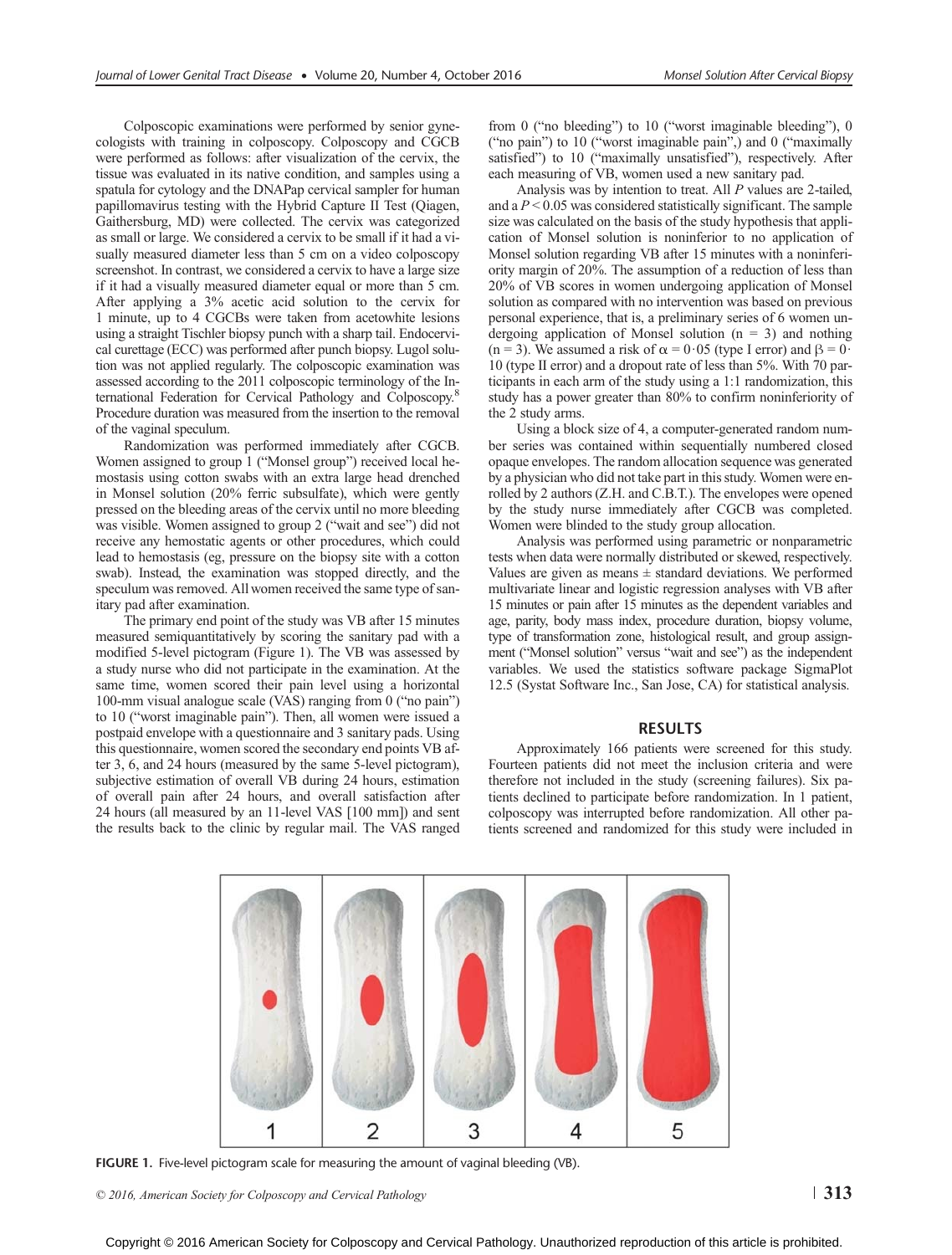Colposcopic examinations were performed by senior gynecologists with training in colposcopy. Colposcopy and CGCB were performed as follows: after visualization of the cervix, the tissue was evaluated in its native condition, and samples using a spatula for cytology and the DNAPap cervical sampler for human papillomavirus testing with the Hybrid Capture II Test (Qiagen, Gaithersburg, MD) were collected. The cervix was categorized as small or large. We considered a cervix to be small if it had a visually measured diameter less than 5 cm on a video colposcopy screenshot. In contrast, we considered a cervix to have a large size if it had a visually measured diameter equal or more than 5 cm. After applying a 3% acetic acid solution to the cervix for 1 minute, up to 4 CGCBs were taken from acetowhite lesions using a straight Tischler biopsy punch with a sharp tail. Endocervical curettage (ECC) was performed after punch biopsy. Lugol solution was not applied regularly. The colposcopic examination was assessed according to the 2011 colposcopic terminology of the International Federation for Cervical Pathology and Colposcopy.[8] Procedure duration was measured from the insertion to the removal of the vaginal speculum.

Randomization was performed immediately after CGCB. Women assigned to group 1 ("Monsel group") received local hemostasis using cotton swabs with an extra large head drenched in Monsel solution (20% ferric subsulfate), which were gently pressed on the bleeding areas of the cervix until no more bleeding was visible. Women assigned to group 2 ("wait and see") did not receive any hemostatic agents or other procedures, which could lead to hemostasis (eg, pressure on the biopsy site with a cotton swab). Instead, the examination was stopped directly, and the speculum was removed. All women received the same type of sanitary pad after examination.

The primary end point of the study was VB after 15 minutes measured semiquantitatively by scoring the sanitary pad with a modified 5-level pictogram (Figure 1). The VB was assessed by a study nurse who did not participate in the examination. At the same time, women scored their pain level using a horizontal 100-mm visual analogue scale (VAS) ranging from 0 ("no pain") to 10 ("worst imaginable pain"). Then, all women were issued a postpaid envelope with a questionnaire and 3 sanitary pads. Using this questionnaire, women scored the secondary end points VB after 3, 6, and 24 hours (measured by the same 5-level pictogram), subjective estimation of overall VB during 24 hours, estimation of overall pain after 24 hours, and overall satisfaction after 24 hours (all measured by an 11-level VAS [100 mm]) and sent the results back to the clinic by regular mail. The VAS ranged from 0 ("no bleeding") to 10 ("worst imaginable bleeding"), 0 ("no pain") to 10 ("worst imaginable pain",) and 0 ("maximally satisfied") to 10 ("maximally unsatisfied"), respectively. After each measuring of VB, women used a new sanitary pad.

Analysis was by intention to treat. All $P$ values are 2-tailed, and a $P < 0.05$ was considered statistically significant. The sample size was calculated on the basis of the study hypothesis that application of Monsel solution is noninferior to no application of Monsel solution regarding VB after 15 minutes with a noninferiority margin of 20%. The assumption of a reduction of less than 20% of VB scores in women undergoing application of Monsel solution as compared with no intervention was based on previous personal experience, that is, a preliminary series of 6 women undergoing application of Monsel solution (n = 3) and nothing (n = 3). We assumed a risk of $\alpha = 0{\cdot}05$ (type I error) and $\beta = 0{\cdot}10$ (type II error) and a dropout rate of less than 5%. With 70 participants in each arm of the study using a 1:1 randomization, this study has a power greater than 80% to confirm noninferiority of the 2 study arms.

Using a block size of 4, a computer-generated random number series was contained within sequentially numbered closed opaque envelopes. The random allocation sequence was generated by a physician who did not take part in this study. Women were enrolled by 2 authors (Z.H. and C.B.T.). The envelopes were opened by the study nurse immediately after CGCB was completed. Women were blinded to the study group allocation.

Analysis was performed using parametric or nonparametric tests when data were normally distributed or skewed, respectively. Values are given as means ± standard deviations. We performed multivariate linear and logistic regression analyses with VB after 15 minutes or pain after 15 minutes as the dependent variables and age, parity, body mass index, procedure duration, biopsy volume, type of transformation zone, histological result, and group assignment ("Monsel solution" versus "wait and see") as the independent variables. We used the statistics software package SigmaPlot 12.5 (Systat Software Inc., San Jose, CA) for statistical analysis.

## RESULTS

Approximately 166 patients were screened for this study. Fourteen patients did not meet the inclusion criteria and were therefore not included in the study (screening failures). Six patients declined to participate before randomization. In 1 patient, colposcopy was interrupted before randomization. All other patients screened and randomized for this study were included in

**FIGURE 1.** Five-level pictogram scale for measuring the amount of vaginal bleeding (VB).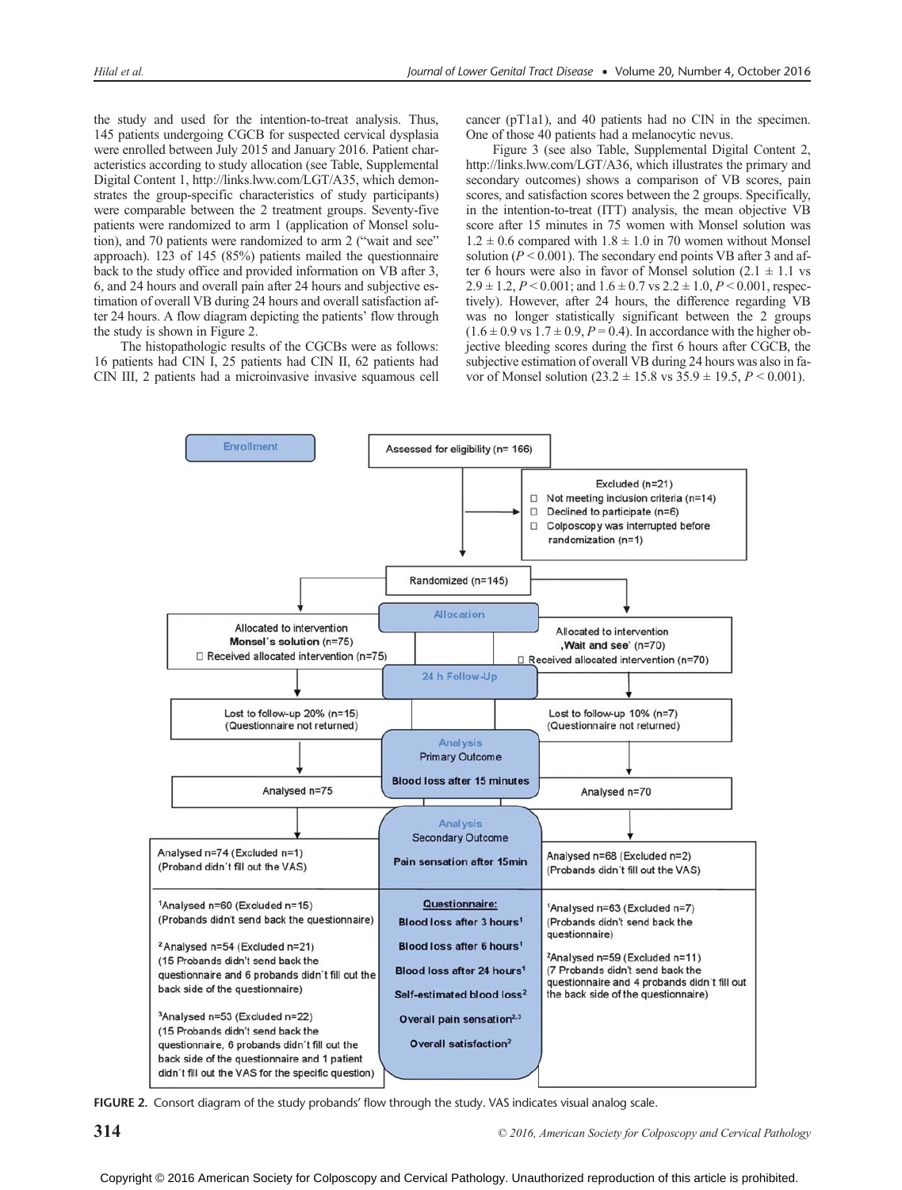the study and used for the intention-to-treat analysis. Thus, 145 patients undergoing CGCB for suspected cervical dysplasia were enrolled between July 2015 and January 2016. Patient characteristics according to study allocation (see Table, Supplemental Digital Content 1, http://links.lww.com/LGT/A35, which demonstrates the group-specific characteristics of study participants) were comparable between the 2 treatment groups. Seventy-five patients were randomized to arm 1 (application of Monsel solution), and 70 patients were randomized to arm 2 ("wait and see" approach). 123 of 145 (85%) patients mailed the questionnaire back to the study office and provided information on VB after 3, 6, and 24 hours and overall pain after 24 hours and subjective estimation of overall VB during 24 hours and overall satisfaction after 24 hours. A flow diagram depicting the patients' flow through the study is shown in Figure 2.

The histopathologic results of the CGCBs were as follows: 16 patients had CIN I, 25 patients had CIN II, 62 patients had CIN III, 2 patients had a microinvasive invasive squamous cell cancer (pT1a1), and 40 patients had no CIN in the specimen. One of those 40 patients had a melanocytic nevus.

Figure 3 (see also Table, Supplemental Digital Content 2, http://links.lww.com/LGT/A36, which illustrates the primary and secondary outcomes) shows a comparison of VB scores, pain scores, and satisfaction scores between the 2 groups. Specifically, in the intention-to-treat (ITT) analysis, the mean objective VB score after 15 minutes in 75 women with Monsel solution was $1.2 \pm 0.6$ compared with $1.8 \pm 1.0$ in 70 women without Monsel solution ($P < 0.001$). The secondary end points VB after 3 and after 6 hours were also in favor of Monsel solution ($2.1 \pm 1.1$ vs $2.9 \pm 1.2$, $P < 0.001$; and $1.6 \pm 0.7$ vs $2.2 \pm 1.0$, $P < 0.001$, respectively). However, after 24 hours, the difference regarding VB was no longer statistically significant between the 2 groups ($1.6 \pm 0.9$ vs $1.7 \pm 0.9$, $P = 0.4$). In accordance with the higher objective bleeding scores during the first 6 hours after CGCB, the subjective estimation of overall VB during 24 hours was also in favor of Monsel solution ($23.2 \pm 15.8$ vs $35.9 \pm 19.5$, $P < 0.001$).

**Enrollment**

Assessed for eligibility (n= 166)

Excluded (n=21)
- Not meeting inclusion criteria (n=14)
- Declined to participate (n=6)
- Colposcopy was interrupted before randomization (n=1)

Randomized (n=145)

**Allocation**

| Monsel's solution arm | | 'Wait and see' arm |
|---|---|---|
| Allocated to intervention **Monsel's solution** (n=75)<br>Received allocated intervention (n=75) | **Allocation** | Allocated to intervention **'Wait and see'** (n=70)<br>Received allocated intervention (n=70) |
| Lost to follow-up 20% (n=15)<br>(Questionnaire not returned) | **24 h Follow-Up** | Lost to follow-up 10% (n=7)<br>(Questionnaire not returned) |
| Analysed n=75 | **Analysis** Primary Outcome<br>**Blood loss after 15 minutes** | Analysed n=70 |
| Analysed n=74 (Excluded n=1)<br>(Proband didn't fill out the VAS) | **Analysis** Secondary Outcome<br>**Pain sensation after 15min** | Analysed n=68 (Excluded n=2)<br>(Probands didn't fill out the VAS) |
| [1]Analysed n=60 (Excluded n=15)<br>(Probands didn't send back the questionnaire)<br>[2]Analysed n=54 (Excluded n=21)<br>(15 Probands didn't send back the questionnaire and 6 probands didn't fill out the back side of the questionnaire)<br>[3]Analysed n=53 (Excluded n=22)<br>(15 Probands didn't send back the questionnaire, 6 probands didn't fill out the back side of the questionnaire and 1 patient didn't fill out the VAS for the specific question) | **Questionnaire:**<br>Blood loss after 3 hours[1]<br>Blood loss after 6 hours[1]<br>Blood loss after 24 hours[1]<br>Self-estimated blood loss[2]<br>Overall pain sensation[2,3]<br>Overall satisfaction[2] | [1]Analysed n=63 (Excluded n=7)<br>(Probands didn't send back the questionnaire)<br>[2]Analysed n=59 (Excluded n=11)<br>(7 Probands didn't send back the questionnaire and 4 probands didn't fill out the back side of the questionnaire) |

**FIGURE 2.** Consort diagram of the study probands' flow through the study. VAS indicates visual analog scale.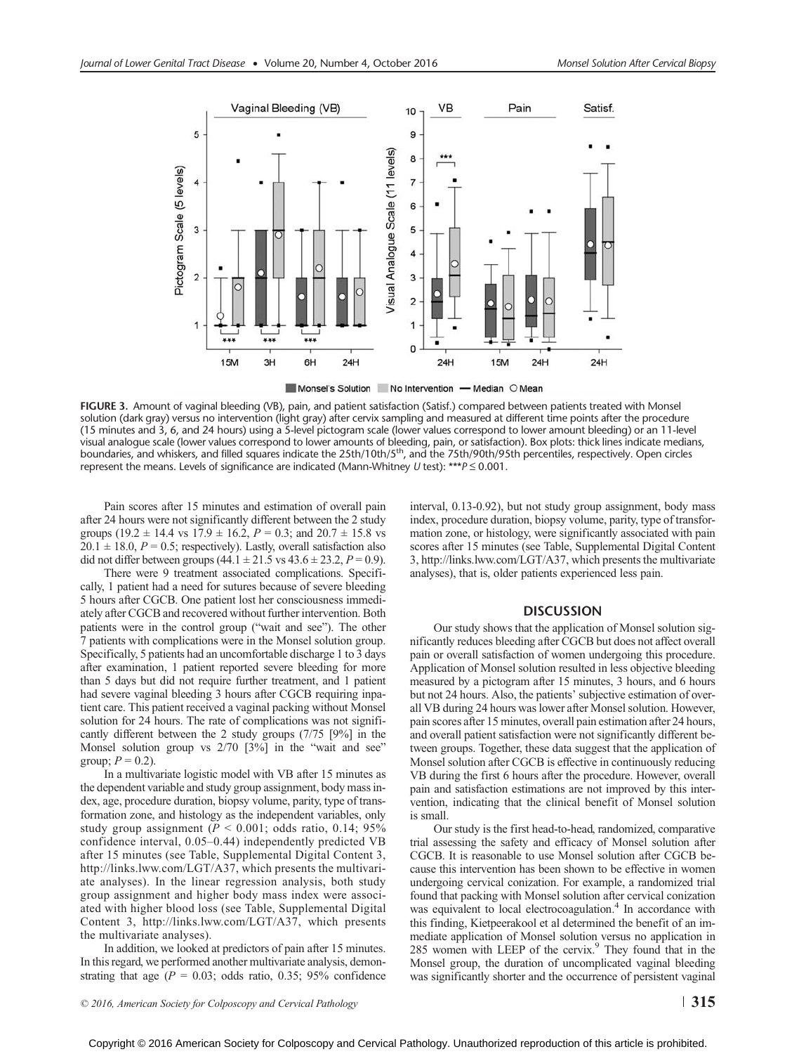**FIGURE 3.** Amount of vaginal bleeding (VB), pain, and patient satisfaction (Satisf.) compared between patients treated with Monsel solution (dark gray) versus no intervention (light gray) after cervix sampling and measured at different time points after the procedure (15 minutes and 3, 6, and 24 hours) using a 5-level pictogram scale (lower values correspond to lower amount bleeding) or an 11-level visual analogue scale (lower values correspond to lower amounts of bleeding, pain, or satisfaction). Box plots: thick lines indicate medians, boundaries, and whiskers, and filled squares indicate the 25th/10th/5th, and the 75th/90th/95th percentiles, respectively. Open circles represent the means. Levels of significance are indicated (Mann-Whitney *U* test): ***$P \leq 0.001$.

Pain scores after 15 minutes and estimation of overall pain after 24 hours were not significantly different between the 2 study groups (19.2 ± 14.4 vs 17.9 ± 16.2, $P = 0.3$; and 20.7 ± 15.8 vs 20.1 ± 18.0, $P = 0.5$; respectively). Lastly, overall satisfaction also did not differ between groups (44.1 ± 21.5 vs 43.6 ± 23.2, $P = 0.9$).

There were 9 treatment associated complications. Specifically, 1 patient had a need for sutures because of severe bleeding 5 hours after CGCB. One patient lost her consciousness immediately after CGCB and recovered without further intervention. Both patients were in the control group ("wait and see"). The other 7 patients with complications were in the Monsel solution group. Specifically, 5 patients had an uncomfortable discharge 1 to 3 days after examination, 1 patient reported severe bleeding for more than 5 days but did not require further treatment, and 1 patient had severe vaginal bleeding 3 hours after CGCB requiring inpatient care. This patient received a vaginal packing without Monsel solution for 24 hours. The rate of complications was not significantly different between the 2 study groups (7/75 [9%] in the Monsel solution group vs 2/70 [3%] in the "wait and see" group; $P = 0.2$).

In a multivariate logistic model with VB after 15 minutes as the dependent variable and study group assignment, body mass index, age, procedure duration, biopsy volume, parity, type of transformation zone, and histology as the independent variables, only study group assignment ($P < 0.001$; odds ratio, 0.14; 95% confidence interval, 0.05–0.44) independently predicted VB after 15 minutes (see Table, Supplemental Digital Content 3, http://links.lww.com/LGT/A37, which presents the multivariate analyses). In the linear regression analysis, both study group assignment and higher body mass index were associated with higher blood loss (see Table, Supplemental Digital Content 3, http://links.lww.com/LGT/A37, which presents the multivariate analyses).

In addition, we looked at predictors of pain after 15 minutes. In this regard, we performed another multivariate analysis, demonstrating that age ($P = 0.03$; odds ratio, 0.35; 95% confidence interval, 0.13-0.92), but not study group assignment, body mass index, procedure duration, biopsy volume, parity, type of transformation zone, or histology, were significantly associated with pain scores after 15 minutes (see Table, Supplemental Digital Content 3, http://links.lww.com/LGT/A37, which presents the multivariate analyses), that is, older patients experienced less pain.

## DISCUSSION

Our study shows that the application of Monsel solution significantly reduces bleeding after CGCB but does not affect overall pain or overall satisfaction of women undergoing this procedure. Application of Monsel solution resulted in less objective bleeding measured by a pictogram after 15 minutes, 3 hours, and 6 hours but not 24 hours. Also, the patients' subjective estimation of overall VB during 24 hours was lower after Monsel solution. However, pain scores after 15 minutes, overall pain estimation after 24 hours, and overall patient satisfaction were not significantly different between groups. Together, these data suggest that the application of Monsel solution after CGCB is effective in continuously reducing VB during the first 6 hours after the procedure. However, overall pain and satisfaction estimations are not improved by this intervention, indicating that the clinical benefit of Monsel solution is small.

Our study is the first head-to-head, randomized, comparative trial assessing the safety and efficacy of Monsel solution after CGCB. It is reasonable to use Monsel solution after CGCB because this intervention has been shown to be effective in women undergoing cervical conization. For example, a randomized trial found that packing with Monsel solution after cervical conization was equivalent to local electrocoagulation.[4] In accordance with this finding, Kietpeerakool et al determined the benefit of an immediate application of Monsel solution versus no application in 285 women with LEEP of the cervix.[9] They found that in the Monsel group, the duration of uncomplicated vaginal bleeding was significantly shorter and the occurrence of persistent vaginal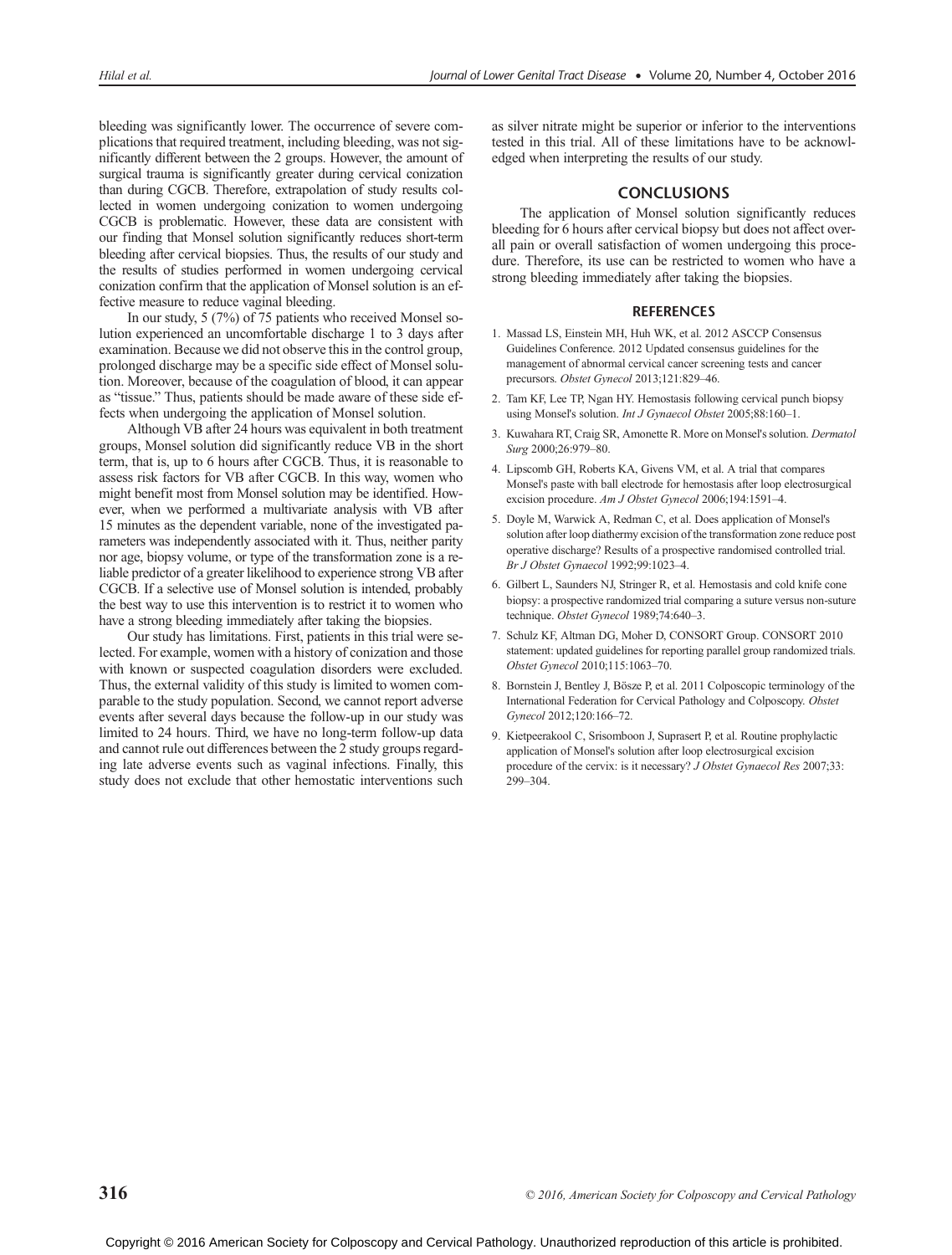bleeding was significantly lower. The occurrence of severe complications that required treatment, including bleeding, was not significantly different between the 2 groups. However, the amount of surgical trauma is significantly greater during cervical conization than during CGCB. Therefore, extrapolation of study results collected in women undergoing conization to women undergoing CGCB is problematic. However, these data are consistent with our finding that Monsel solution significantly reduces short-term bleeding after cervical biopsies. Thus, the results of our study and the results of studies performed in women undergoing cervical conization confirm that the application of Monsel solution is an effective measure to reduce vaginal bleeding.

In our study, 5 (7%) of 75 patients who received Monsel solution experienced an uncomfortable discharge 1 to 3 days after examination. Because we did not observe this in the control group, prolonged discharge may be a specific side effect of Monsel solution. Moreover, because of the coagulation of blood, it can appear as "tissue." Thus, patients should be made aware of these side effects when undergoing the application of Monsel solution.

Although VB after 24 hours was equivalent in both treatment groups, Monsel solution did significantly reduce VB in the short term, that is, up to 6 hours after CGCB. Thus, it is reasonable to assess risk factors for VB after CGCB. In this way, women who might benefit most from Monsel solution may be identified. However, when we performed a multivariate analysis with VB after 15 minutes as the dependent variable, none of the investigated parameters was independently associated with it. Thus, neither parity nor age, biopsy volume, or type of the transformation zone is a reliable predictor of a greater likelihood to experience strong VB after CGCB. If a selective use of Monsel solution is intended, probably the best way to use this intervention is to restrict it to women who have a strong bleeding immediately after taking the biopsies.

Our study has limitations. First, patients in this trial were selected. For example, women with a history of conization and those with known or suspected coagulation disorders were excluded. Thus, the external validity of this study is limited to women comparable to the study population. Second, we cannot report adverse events after several days because the follow-up in our study was limited to 24 hours. Third, we have no long-term follow-up data and cannot rule out differences between the 2 study groups regarding late adverse events such as vaginal infections. Finally, this study does not exclude that other hemostatic interventions such as silver nitrate might be superior or inferior to the interventions tested in this trial. All of these limitations have to be acknowledged when interpreting the results of our study.

## CONCLUSIONS

The application of Monsel solution significantly reduces bleeding for 6 hours after cervical biopsy but does not affect overall pain or overall satisfaction of women undergoing this procedure. Therefore, its use can be restricted to women who have a strong bleeding immediately after taking the biopsies.

## REFERENCES

1. Massad LS, Einstein MH, Huh WK, et al. 2012 ASCCP Consensus Guidelines Conference. 2012 Updated consensus guidelines for the management of abnormal cervical cancer screening tests and cancer precursors. *Obstet Gynecol* 2013;121:829–46.
2. Tam KF, Lee TP, Ngan HY. Hemostasis following cervical punch biopsy using Monsel's solution. *Int J Gynaecol Obstet* 2005;88:160–1.
3. Kuwahara RT, Craig SR, Amonette R. More on Monsel's solution. *Dermatol Surg* 2000;26:979–80.
4. Lipscomb GH, Roberts KA, Givens VM, et al. A trial that compares Monsel's paste with ball electrode for hemostasis after loop electrosurgical excision procedure. *Am J Obstet Gynecol* 2006;194:1591–4.
5. Doyle M, Warwick A, Redman C, et al. Does application of Monsel's solution after loop diathermy excision of the transformation zone reduce post operative discharge? Results of a prospective randomised controlled trial. *Br J Obstet Gynaecol* 1992;99:1023–4.
6. Gilbert L, Saunders NJ, Stringer R, et al. Hemostasis and cold knife cone biopsy: a prospective randomized trial comparing a suture versus non-suture technique. *Obstet Gynecol* 1989;74:640–3.
7. Schulz KF, Altman DG, Moher D, CONSORT Group. CONSORT 2010 statement: updated guidelines for reporting parallel group randomized trials. *Obstet Gynecol* 2010;115:1063–70.
8. Bornstein J, Bentley J, Bösze P, et al. 2011 Colposcopic terminology of the International Federation for Cervical Pathology and Colposcopy. *Obstet Gynecol* 2012;120:166–72.
9. Kietpeerakool C, Srisomboon J, Suprasert P, et al. Routine prophylactic application of Monsel's solution after loop electrosurgical excision procedure of the cervix: is it necessary? *J Obstet Gynaecol Res* 2007;33: 299–304.